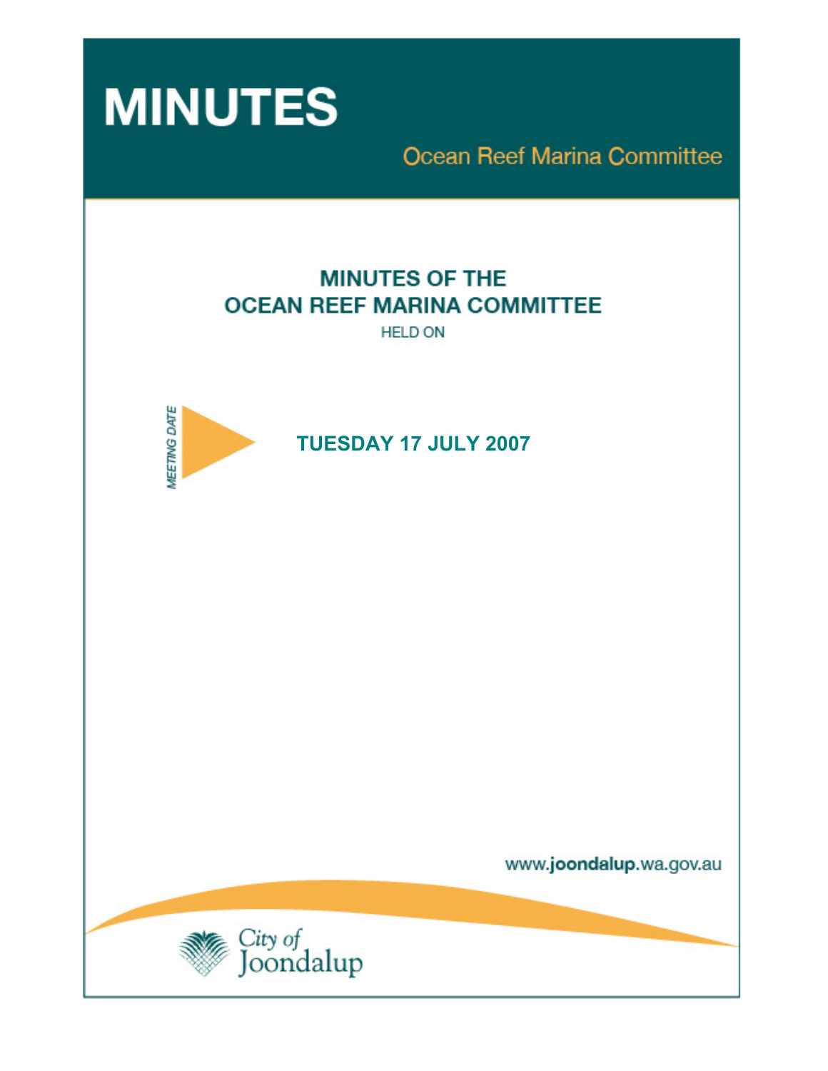# MINUTES

Ocean Reef Marina Committee

## MINUTES OF THE OCEAN REEF MARINA COMMITTEE

HELD ON

MEETING DATE

**TUESDAY 17 JULY 2007**

www.joondalup.wa.gov.au

City of Joondalup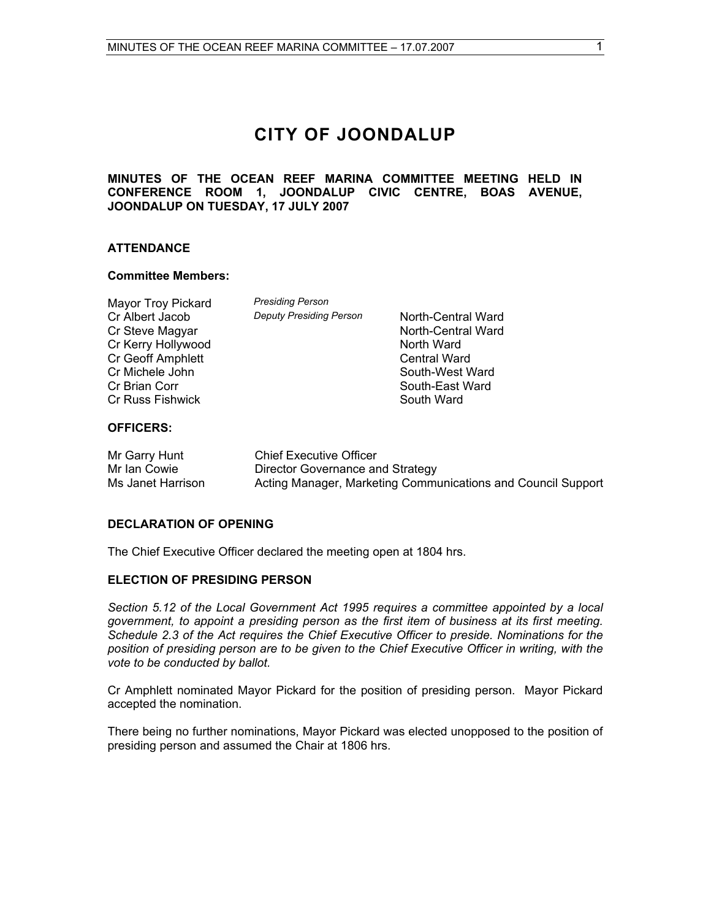# CITY OF JOONDALUP

**MINUTES OF THE OCEAN REEF MARINA COMMITTEE MEETING HELD IN CONFERENCE ROOM 1, JOONDALUP CIVIC CENTRE, BOAS AVENUE, JOONDALUP ON TUESDAY, 17 JULY 2007**

## ATTENDANCE

### Committee Members:

| | | |
|---|---|---|
| Mayor Troy Pickard | *Presiding Person* | |
| Cr Albert Jacob | *Deputy Presiding Person* | North-Central Ward |
| Cr Steve Magyar | | North-Central Ward |
| Cr Kerry Hollywood | | North Ward |
| Cr Geoff Amphlett | | Central Ward |
| Cr Michele John | | South-West Ward |
| Cr Brian Corr | | South-East Ward |
| Cr Russ Fishwick | | South Ward |

### OFFICERS:

| | |
|---|---|
| Mr Garry Hunt | Chief Executive Officer |
| Mr Ian Cowie | Director Governance and Strategy |
| Ms Janet Harrison | Acting Manager, Marketing Communications and Council Support |

## DECLARATION OF OPENING

The Chief Executive Officer declared the meeting open at 1804 hrs.

## ELECTION OF PRESIDING PERSON

*Section 5.12 of the Local Government Act 1995 requires a committee appointed by a local government, to appoint a presiding person as the first item of business at its first meeting. Schedule 2.3 of the Act requires the Chief Executive Officer to preside. Nominations for the position of presiding person are to be given to the Chief Executive Officer in writing, with the vote to be conducted by ballot.*

Cr Amphlett nominated Mayor Pickard for the position of presiding person. Mayor Pickard accepted the nomination.

There being no further nominations, Mayor Pickard was elected unopposed to the position of presiding person and assumed the Chair at 1806 hrs.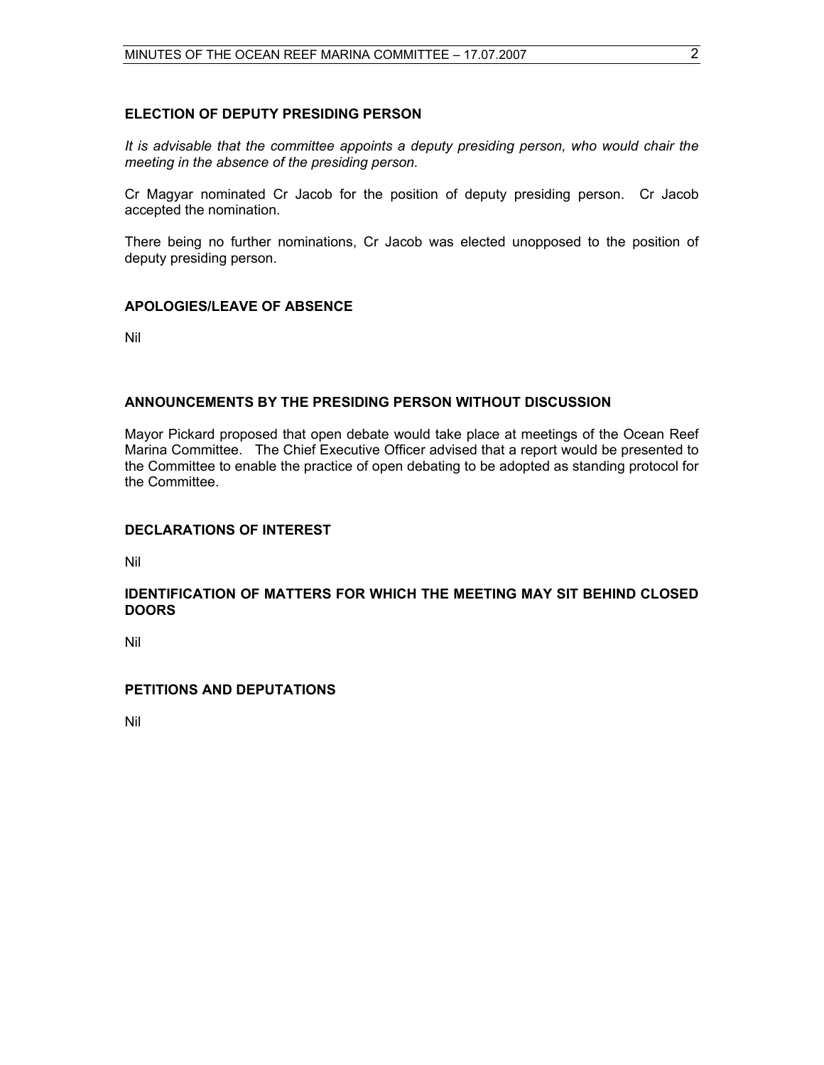## ELECTION OF DEPUTY PRESIDING PERSON

*It is advisable that the committee appoints a deputy presiding person, who would chair the meeting in the absence of the presiding person.*

Cr Magyar nominated Cr Jacob for the position of deputy presiding person. Cr Jacob accepted the nomination.

There being no further nominations, Cr Jacob was elected unopposed to the position of deputy presiding person.

## APOLOGIES/LEAVE OF ABSENCE

Nil

## ANNOUNCEMENTS BY THE PRESIDING PERSON WITHOUT DISCUSSION

Mayor Pickard proposed that open debate would take place at meetings of the Ocean Reef Marina Committee. The Chief Executive Officer advised that a report would be presented to the Committee to enable the practice of open debating to be adopted as standing protocol for the Committee.

## DECLARATIONS OF INTEREST

Nil

## IDENTIFICATION OF MATTERS FOR WHICH THE MEETING MAY SIT BEHIND CLOSED DOORS

Nil

## PETITIONS AND DEPUTATIONS

Nil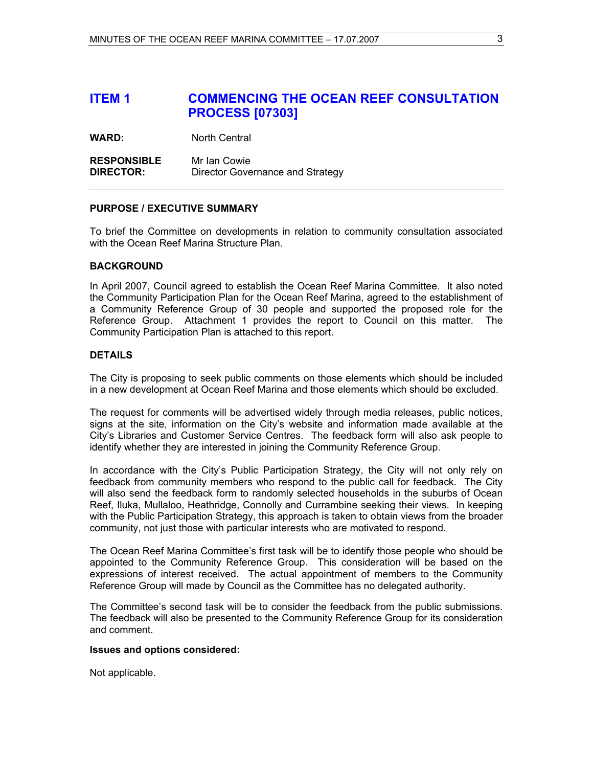## ITEM 1 COMMENCING THE OCEAN REEF CONSULTATION PROCESS [07303]

**WARD:** North Central

**RESPONSIBLE DIRECTOR:** Mr Ian Cowie
Director Governance and Strategy

---

### PURPOSE / EXECUTIVE SUMMARY

To brief the Committee on developments in relation to community consultation associated with the Ocean Reef Marina Structure Plan.

### BACKGROUND

In April 2007, Council agreed to establish the Ocean Reef Marina Committee. It also noted the Community Participation Plan for the Ocean Reef Marina, agreed to the establishment of a Community Reference Group of 30 people and supported the proposed role for the Reference Group. Attachment 1 provides the report to Council on this matter. The Community Participation Plan is attached to this report.

### DETAILS

The City is proposing to seek public comments on those elements which should be included in a new development at Ocean Reef Marina and those elements which should be excluded.

The request for comments will be advertised widely through media releases, public notices, signs at the site, information on the City's website and information made available at the City's Libraries and Customer Service Centres. The feedback form will also ask people to identify whether they are interested in joining the Community Reference Group.

In accordance with the City's Public Participation Strategy, the City will not only rely on feedback from community members who respond to the public call for feedback. The City will also send the feedback form to randomly selected households in the suburbs of Ocean Reef, Iluka, Mullaloo, Heathridge, Connolly and Currambine seeking their views. In keeping with the Public Participation Strategy, this approach is taken to obtain views from the broader community, not just those with particular interests who are motivated to respond.

The Ocean Reef Marina Committee's first task will be to identify those people who should be appointed to the Community Reference Group. This consideration will be based on the expressions of interest received. The actual appointment of members to the Community Reference Group will made by Council as the Committee has no delegated authority.

The Committee's second task will be to consider the feedback from the public submissions. The feedback will also be presented to the Community Reference Group for its consideration and comment.

**Issues and options considered:**

Not applicable.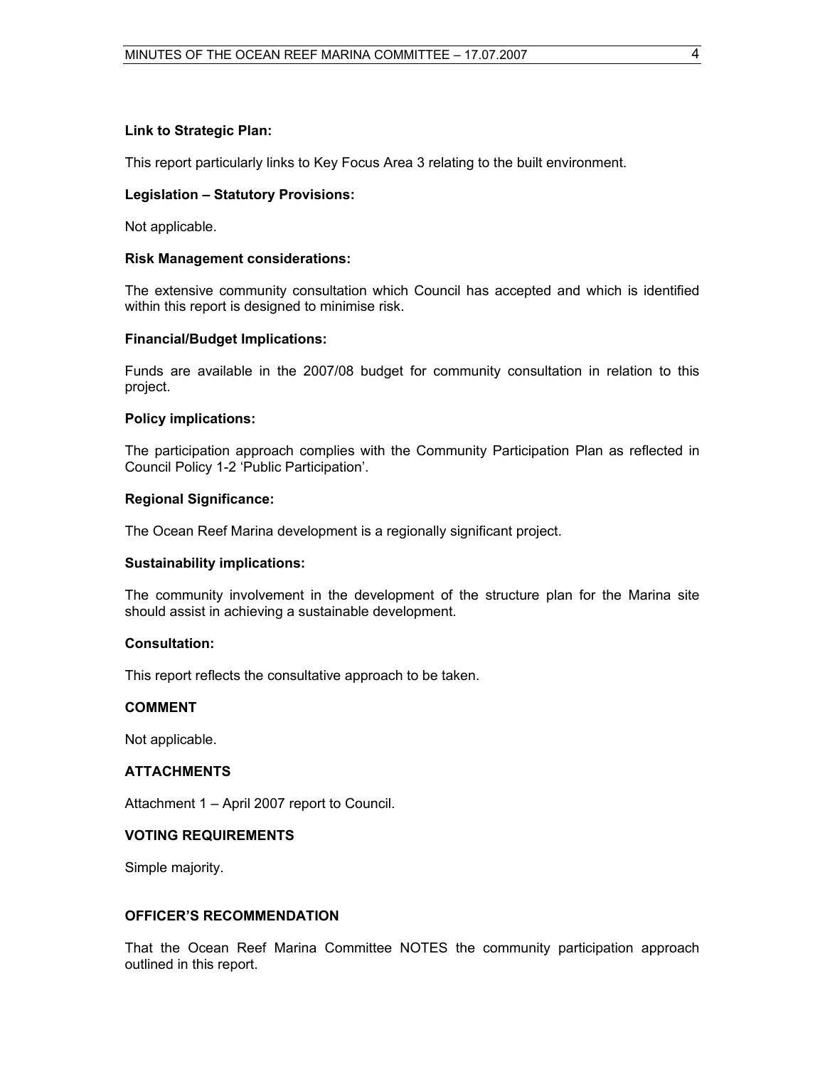**Link to Strategic Plan:**

This report particularly links to Key Focus Area 3 relating to the built environment.

**Legislation – Statutory Provisions:**

Not applicable.

**Risk Management considerations:**

The extensive community consultation which Council has accepted and which is identified within this report is designed to minimise risk.

**Financial/Budget Implications:**

Funds are available in the 2007/08 budget for community consultation in relation to this project.

**Policy implications:**

The participation approach complies with the Community Participation Plan as reflected in Council Policy 1-2 'Public Participation'.

**Regional Significance:**

The Ocean Reef Marina development is a regionally significant project.

**Sustainability implications:**

The community involvement in the development of the structure plan for the Marina site should assist in achieving a sustainable development.

**Consultation:**

This report reflects the consultative approach to be taken.

**COMMENT**

Not applicable.

**ATTACHMENTS**

Attachment 1 – April 2007 report to Council.

**VOTING REQUIREMENTS**

Simple majority.

**OFFICER'S RECOMMENDATION**

That the Ocean Reef Marina Committee NOTES the community participation approach outlined in this report.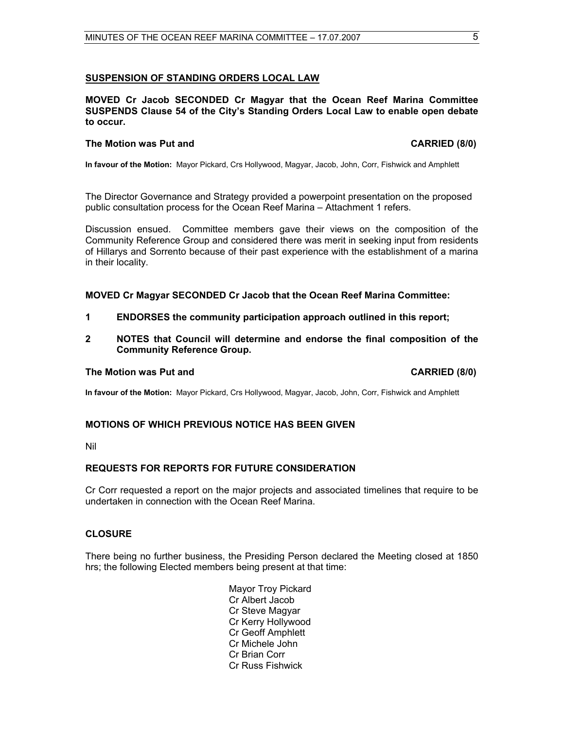## SUSPENSION OF STANDING ORDERS LOCAL LAW

**MOVED Cr Jacob SECONDED Cr Magyar that the Ocean Reef Marina Committee SUSPENDS Clause 54 of the City's Standing Orders Local Law to enable open debate to occur.**

**The Motion was Put and CARRIED (8/0)**

**In favour of the Motion:** Mayor Pickard, Crs Hollywood, Magyar, Jacob, John, Corr, Fishwick and Amphlett

The Director Governance and Strategy provided a powerpoint presentation on the proposed public consultation process for the Ocean Reef Marina – Attachment 1 refers.

Discussion ensued. Committee members gave their views on the composition of the Community Reference Group and considered there was merit in seeking input from residents of Hillarys and Sorrento because of their past experience with the establishment of a marina in their locality.

**MOVED Cr Magyar SECONDED Cr Jacob that the Ocean Reef Marina Committee:**

**1 ENDORSES the community participation approach outlined in this report;**

**2 NOTES that Council will determine and endorse the final composition of the Community Reference Group.**

**The Motion was Put and CARRIED (8/0)**

**In favour of the Motion:** Mayor Pickard, Crs Hollywood, Magyar, Jacob, John, Corr, Fishwick and Amphlett

## MOTIONS OF WHICH PREVIOUS NOTICE HAS BEEN GIVEN

Nil

## REQUESTS FOR REPORTS FOR FUTURE CONSIDERATION

Cr Corr requested a report on the major projects and associated timelines that require to be undertaken in connection with the Ocean Reef Marina.

## CLOSURE

There being no further business, the Presiding Person declared the Meeting closed at 1850 hrs; the following Elected members being present at that time:

Mayor Troy Pickard
Cr Albert Jacob
Cr Steve Magyar
Cr Kerry Hollywood
Cr Geoff Amphlett
Cr Michele John
Cr Brian Corr
Cr Russ Fishwick